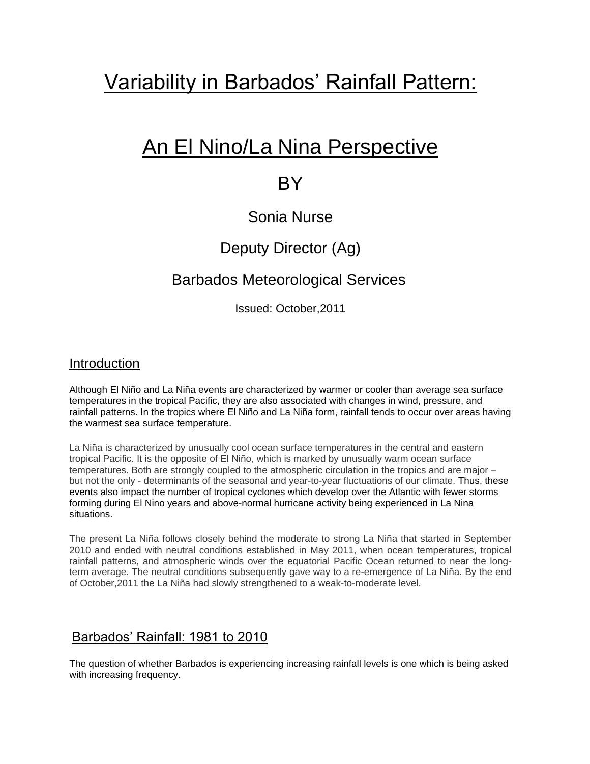# Variability in Barbados' Rainfall Pattern:

# An El Nino/La Nina Perspective

## BY

Sonia Nurse

Deputy Director (Ag)

Barbados Meteorological Services

Issued: October,2011

## Introduction

Although El Niño and La Niña events are characterized by warmer or cooler than average sea surface temperatures in the tropical Pacific, they are also associated with changes in wind, pressure, and rainfall patterns. In the tropics where El Niño and La Niña form, rainfall tends to occur over areas having the warmest sea surface temperature.

La Niña is characterized by unusually cool ocean surface temperatures in the central and eastern tropical Pacific. It is the opposite of El Niño, which is marked by unusually warm ocean surface temperatures. Both are strongly coupled to the atmospheric circulation in the tropics and are major – but not the only - determinants of the seasonal and year-to-year fluctuations of our climate. Thus, these events also impact the number of tropical cyclones which develop over the Atlantic with fewer storms forming during El Nino years and above-normal hurricane activity being experienced in La Nina situations.

The present La Niña follows closely behind the moderate to strong La Niña that started in September 2010 and ended with neutral conditions established in May 2011, when ocean temperatures, tropical rainfall patterns, and atmospheric winds over the equatorial Pacific Ocean returned to near the long-term average. The neutral conditions subsequently gave way to a re-emergence of La Niña. By the end of October,2011 the La Niña had slowly strengthened to a weak-to-moderate level.

## Barbados' Rainfall: 1981 to 2010

The question of whether Barbados is experiencing increasing rainfall levels is one which is being asked with increasing frequency.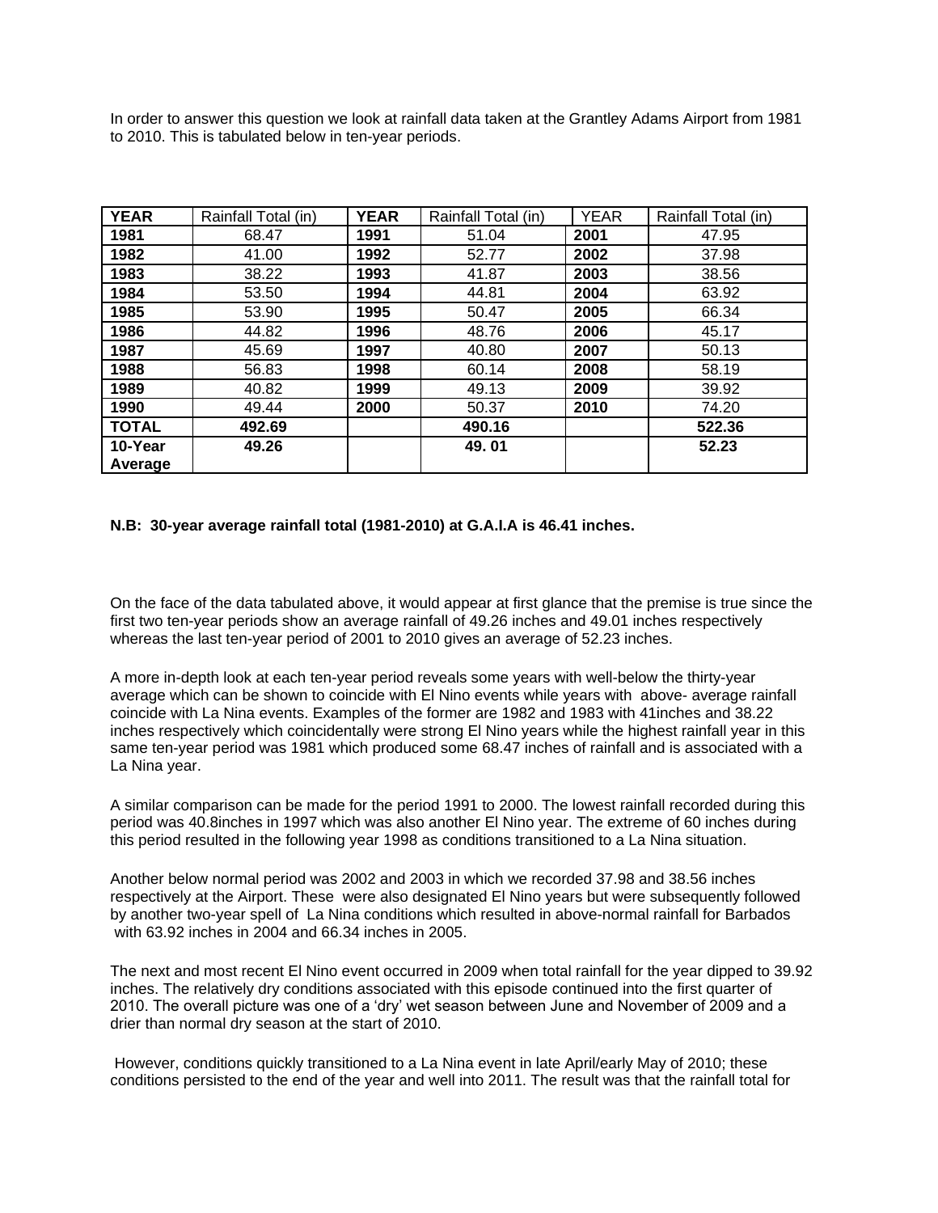In order to answer this question we look at rainfall data taken at the Grantley Adams Airport from 1981 to 2010. This is tabulated below in ten-year periods.

| YEAR | Rainfall Total (in) | YEAR | Rainfall Total (in) | YEAR | Rainfall Total (in) |
|---|---|---|---|---|---|
| **1981** | 68.47 | **1991** | 51.04 | **2001** | 47.95 |
| **1982** | 41.00 | **1992** | 52.77 | **2002** | 37.98 |
| **1983** | 38.22 | **1993** | 41.87 | **2003** | 38.56 |
| **1984** | 53.50 | **1994** | 44.81 | **2004** | 63.92 |
| **1985** | 53.90 | **1995** | 50.47 | **2005** | 66.34 |
| **1986** | 44.82 | **1996** | 48.76 | **2006** | 45.17 |
| **1987** | 45.69 | **1997** | 40.80 | **2007** | 50.13 |
| **1988** | 56.83 | **1998** | 60.14 | **2008** | 58.19 |
| **1989** | 40.82 | **1999** | 49.13 | **2009** | 39.92 |
| **1990** | 49.44 | **2000** | 50.37 | **2010** | 74.20 |
| **TOTAL** | **492.69** | | **490.16** | | **522.36** |
| **10-Year Average** | **49.26** | | **49. 01** | | **52.23** |

**N.B: 30-year average rainfall total (1981-2010) at G.A.I.A is 46.41 inches.**

On the face of the data tabulated above, it would appear at first glance that the premise is true since the first two ten-year periods show an average rainfall of 49.26 inches and 49.01 inches respectively whereas the last ten-year period of 2001 to 2010 gives an average of 52.23 inches.

A more in-depth look at each ten-year period reveals some years with well-below the thirty-year average which can be shown to coincide with El Nino events while years with above- average rainfall coincide with La Nina events. Examples of the former are 1982 and 1983 with 41inches and 38.22 inches respectively which coincidentally were strong El Nino years while the highest rainfall year in this same ten-year period was 1981 which produced some 68.47 inches of rainfall and is associated with a La Nina year.

A similar comparison can be made for the period 1991 to 2000. The lowest rainfall recorded during this period was 40.8inches in 1997 which was also another El Nino year. The extreme of 60 inches during this period resulted in the following year 1998 as conditions transitioned to a La Nina situation.

Another below normal period was 2002 and 2003 in which we recorded 37.98 and 38.56 inches respectively at the Airport. These were also designated El Nino years but were subsequently followed by another two-year spell of La Nina conditions which resulted in above-normal rainfall for Barbados with 63.92 inches in 2004 and 66.34 inches in 2005.

The next and most recent El Nino event occurred in 2009 when total rainfall for the year dipped to 39.92 inches. The relatively dry conditions associated with this episode continued into the first quarter of 2010. The overall picture was one of a 'dry' wet season between June and November of 2009 and a drier than normal dry season at the start of 2010.

However, conditions quickly transitioned to a La Nina event in late April/early May of 2010; these conditions persisted to the end of the year and well into 2011. The result was that the rainfall total for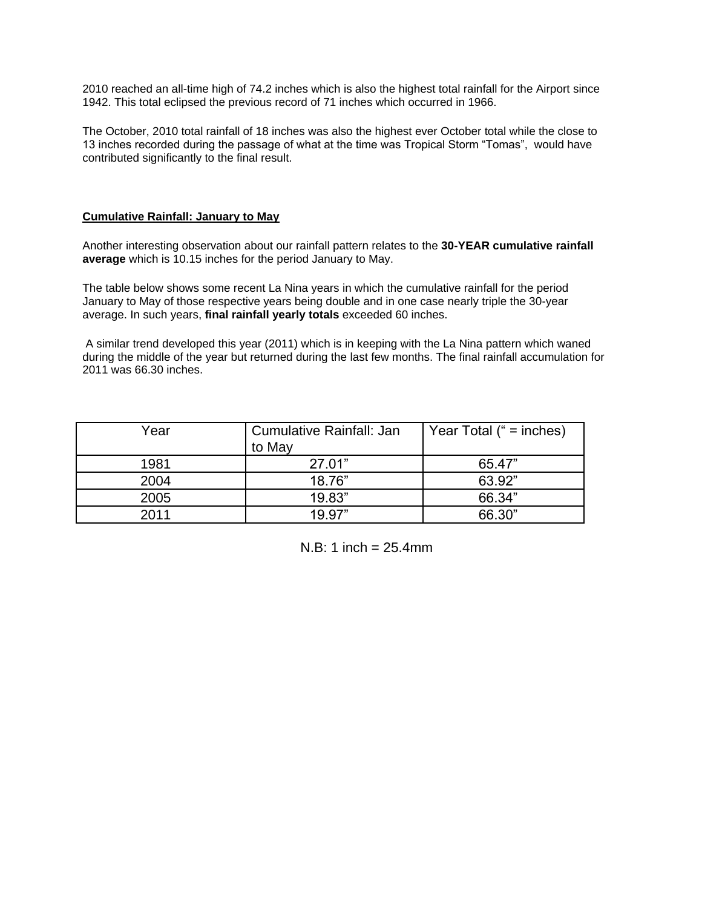2010 reached an all-time high of 74.2 inches which is also the highest total rainfall for the Airport since 1942. This total eclipsed the previous record of 71 inches which occurred in 1966.

The October, 2010 total rainfall of 18 inches was also the highest ever October total while the close to 13 inches recorded during the passage of what at the time was Tropical Storm "Tomas", would have contributed significantly to the final result.

**Cumulative Rainfall: January to May**

Another interesting observation about our rainfall pattern relates to the **30-YEAR cumulative rainfall average** which is 10.15 inches for the period January to May.

The table below shows some recent La Nina years in which the cumulative rainfall for the period January to May of those respective years being double and in one case nearly triple the 30-year average. In such years, **final rainfall yearly totals** exceeded 60 inches.

A similar trend developed this year (2011) which is in keeping with the La Nina pattern which waned during the middle of the year but returned during the last few months. The final rainfall accumulation for 2011 was 66.30 inches.

| Year | Cumulative Rainfall: Jan to May | Year Total (" = inches) |
|---|---|---|
| 1981 | 27.01" | 65.47" |
| 2004 | 18.76" | 63.92" |
| 2005 | 19.83" | 66.34" |
| 2011 | 19.97" | 66.30" |

N.B: 1 inch = 25.4mm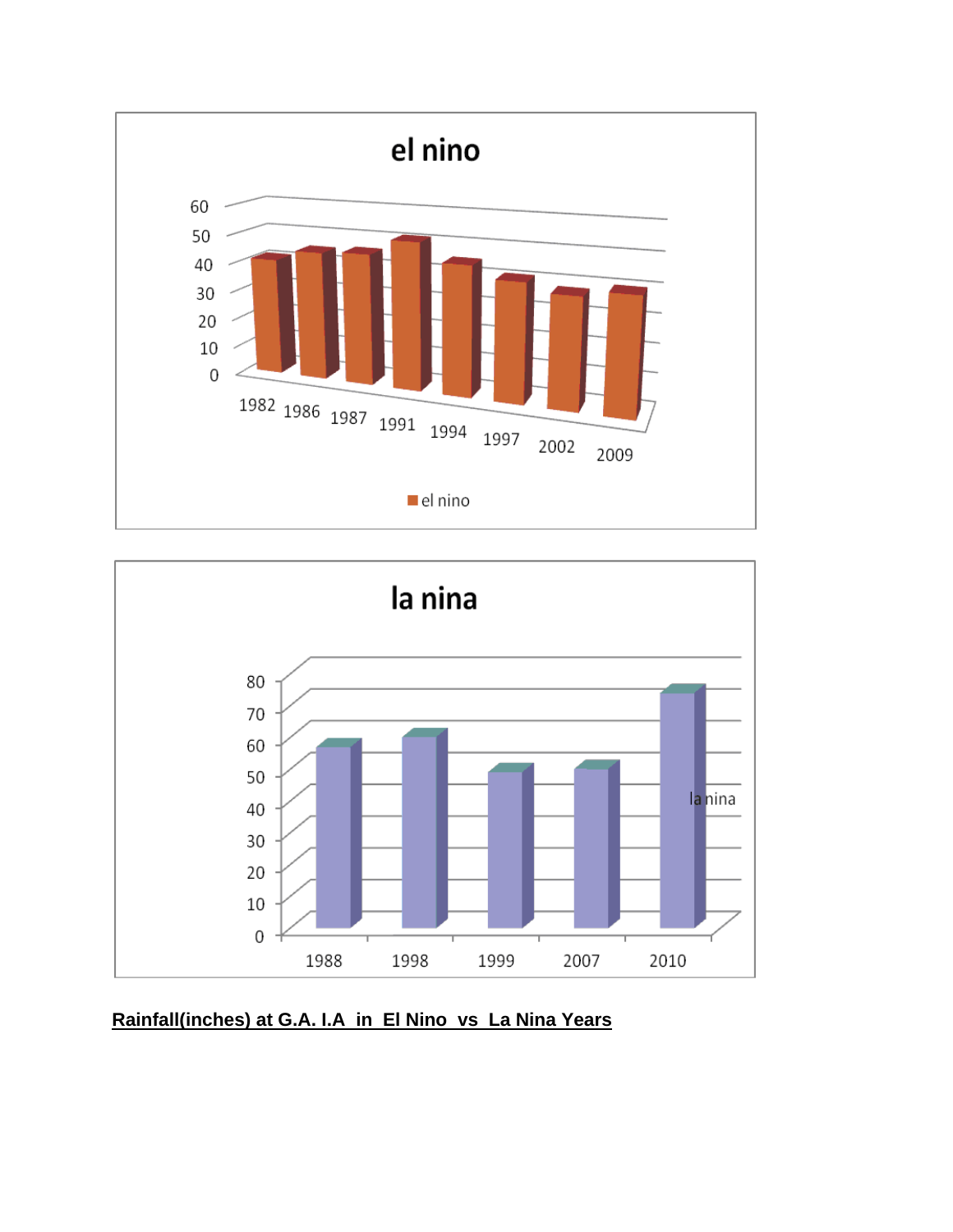el nino

60
50
40
30
20
10
0

1982 1986 1987 1991 1994 1997 2002 2009

el nino

la nina

80
70
60
50
40
30
20
10
0

1988 1998 1999 2007 2010

la nina

**Rainfall(inches) at G.A. I.A in El Nino vs La Nina Years**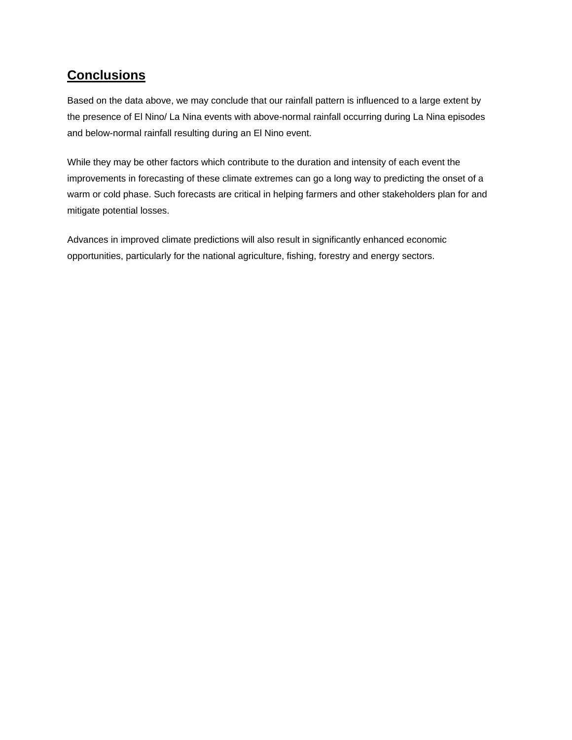## Conclusions

Based on the data above, we may conclude that our rainfall pattern is influenced to a large extent by the presence of El Nino/ La Nina events with above-normal rainfall occurring during La Nina episodes and below-normal rainfall resulting during an El Nino event.

While they may be other factors which contribute to the duration and intensity of each event the improvements in forecasting of these climate extremes can go a long way to predicting the onset of a warm or cold phase. Such forecasts are critical in helping farmers and other stakeholders plan for and mitigate potential losses.

Advances in improved climate predictions will also result in significantly enhanced economic opportunities, particularly for the national agriculture, fishing, forestry and energy sectors.